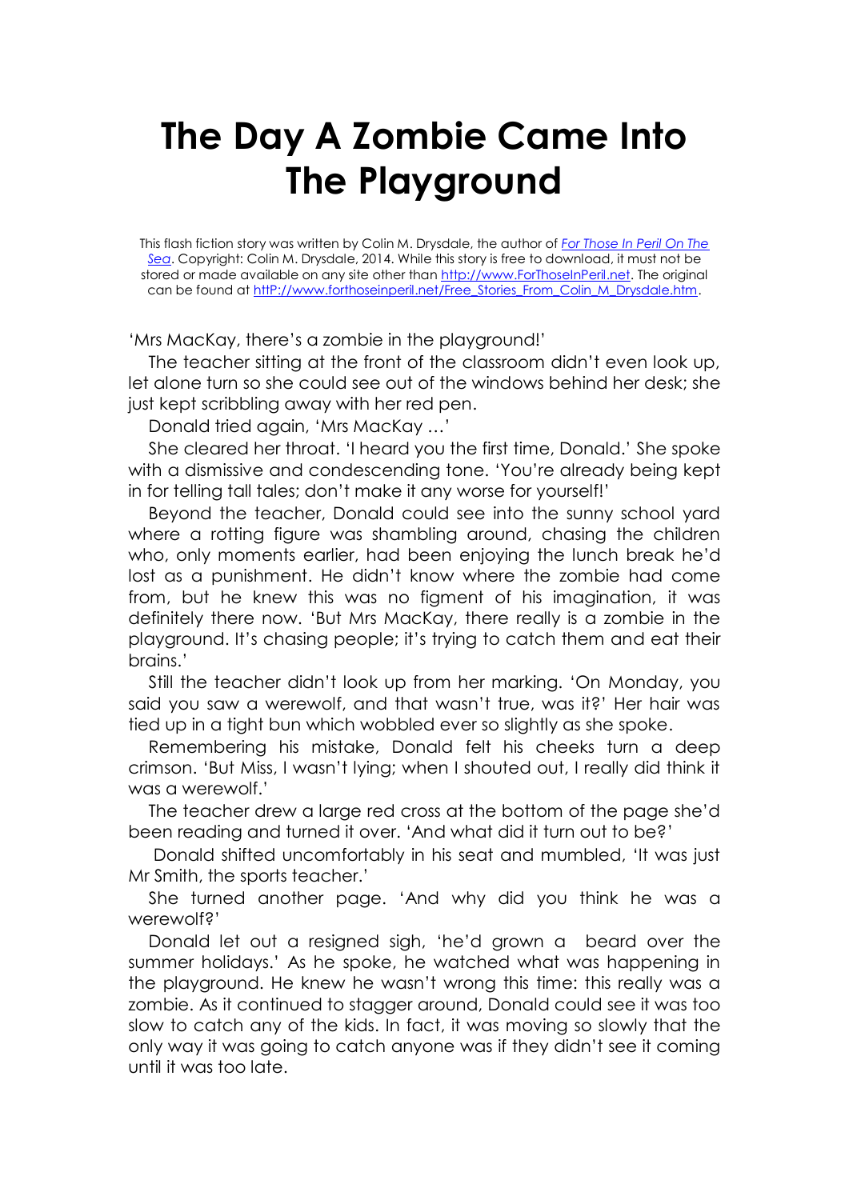# The Day A Zombie Came Into The Playground

This flash fiction story was written by Colin M. Drysdale, the author of *[For Those In Peril On The Sea](http://www.ForThoseInPeril.net)*. Copyright: Colin M. Drysdale, 2014. While this story is free to download, it must not be stored or made available on any site other than [http://www.ForThoseInPeril.net](http://www.ForThoseInPeril.net). The original can be found at [httP://www.forthoseinperil.net/Free_Stories_From_Colin_M_Drysdale.htm](httP://www.forthoseinperil.net/Free_Stories_From_Colin_M_Drysdale.htm).

'Mrs MacKay, there's a zombie in the playground!'

The teacher sitting at the front of the classroom didn't even look up, let alone turn so she could see out of the windows behind her desk; she just kept scribbling away with her red pen.

Donald tried again, 'Mrs MacKay …'

She cleared her throat. 'I heard you the first time, Donald.' She spoke with a dismissive and condescending tone. 'You're already being kept in for telling tall tales; don't make it any worse for yourself!'

Beyond the teacher, Donald could see into the sunny school yard where a rotting figure was shambling around, chasing the children who, only moments earlier, had been enjoying the lunch break he'd lost as a punishment. He didn't know where the zombie had come from, but he knew this was no figment of his imagination, it was definitely there now. 'But Mrs MacKay, there really is a zombie in the playground. It's chasing people; it's trying to catch them and eat their brains.'

Still the teacher didn't look up from her marking. 'On Monday, you said you saw a werewolf, and that wasn't true, was it?' Her hair was tied up in a tight bun which wobbled ever so slightly as she spoke.

Remembering his mistake, Donald felt his cheeks turn a deep crimson. 'But Miss, I wasn't lying; when I shouted out, I really did think it was a werewolf.'

The teacher drew a large red cross at the bottom of the page she'd been reading and turned it over. 'And what did it turn out to be?'

Donald shifted uncomfortably in his seat and mumbled, 'It was just Mr Smith, the sports teacher.'

She turned another page. 'And why did you think he was a werewolf?'

Donald let out a resigned sigh, 'he'd grown a beard over the summer holidays.' As he spoke, he watched what was happening in the playground. He knew he wasn't wrong this time: this really was a zombie. As it continued to stagger around, Donald could see it was too slow to catch any of the kids. In fact, it was moving so slowly that the only way it was going to catch anyone was if they didn't see it coming until it was too late.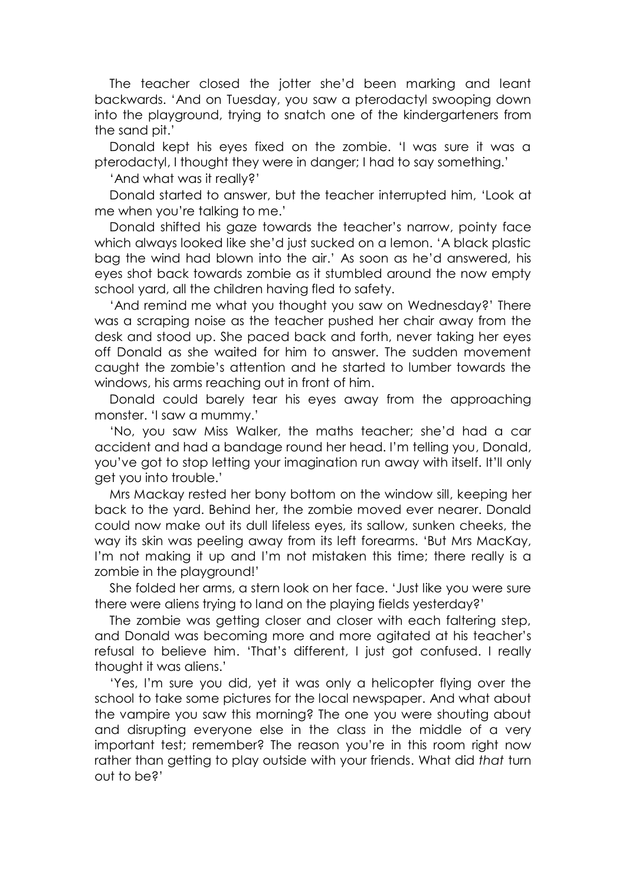The teacher closed the jotter she'd been marking and leant backwards. 'And on Tuesday, you saw a pterodactyl swooping down into the playground, trying to snatch one of the kindergarteners from the sand pit.'

Donald kept his eyes fixed on the zombie. 'I was sure it was a pterodactyl, I thought they were in danger; I had to say something.'

'And what was it really?'

Donald started to answer, but the teacher interrupted him, 'Look at me when you're talking to me.'

Donald shifted his gaze towards the teacher's narrow, pointy face which always looked like she'd just sucked on a lemon. 'A black plastic bag the wind had blown into the air.' As soon as he'd answered, his eyes shot back towards zombie as it stumbled around the now empty school yard, all the children having fled to safety.

'And remind me what you thought you saw on Wednesday?' There was a scraping noise as the teacher pushed her chair away from the desk and stood up. She paced back and forth, never taking her eyes off Donald as she waited for him to answer. The sudden movement caught the zombie's attention and he started to lumber towards the windows, his arms reaching out in front of him.

Donald could barely tear his eyes away from the approaching monster. 'I saw a mummy.'

'No, you saw Miss Walker, the maths teacher; she'd had a car accident and had a bandage round her head. I'm telling you, Donald, you've got to stop letting your imagination run away with itself. It'll only get you into trouble.'

Mrs Mackay rested her bony bottom on the window sill, keeping her back to the yard. Behind her, the zombie moved ever nearer. Donald could now make out its dull lifeless eyes, its sallow, sunken cheeks, the way its skin was peeling away from its left forearms. 'But Mrs MacKay, I'm not making it up and I'm not mistaken this time; there really is a zombie in the playground!'

She folded her arms, a stern look on her face. 'Just like you were sure there were aliens trying to land on the playing fields yesterday?'

The zombie was getting closer and closer with each faltering step, and Donald was becoming more and more agitated at his teacher's refusal to believe him. 'That's different, I just got confused. I really thought it was aliens.'

'Yes, I'm sure you did, yet it was only a helicopter flying over the school to take some pictures for the local newspaper. And what about the vampire you saw this morning? The one you were shouting about and disrupting everyone else in the class in the middle of a very important test; remember? The reason you're in this room right now rather than getting to play outside with your friends. What did *that* turn out to be?'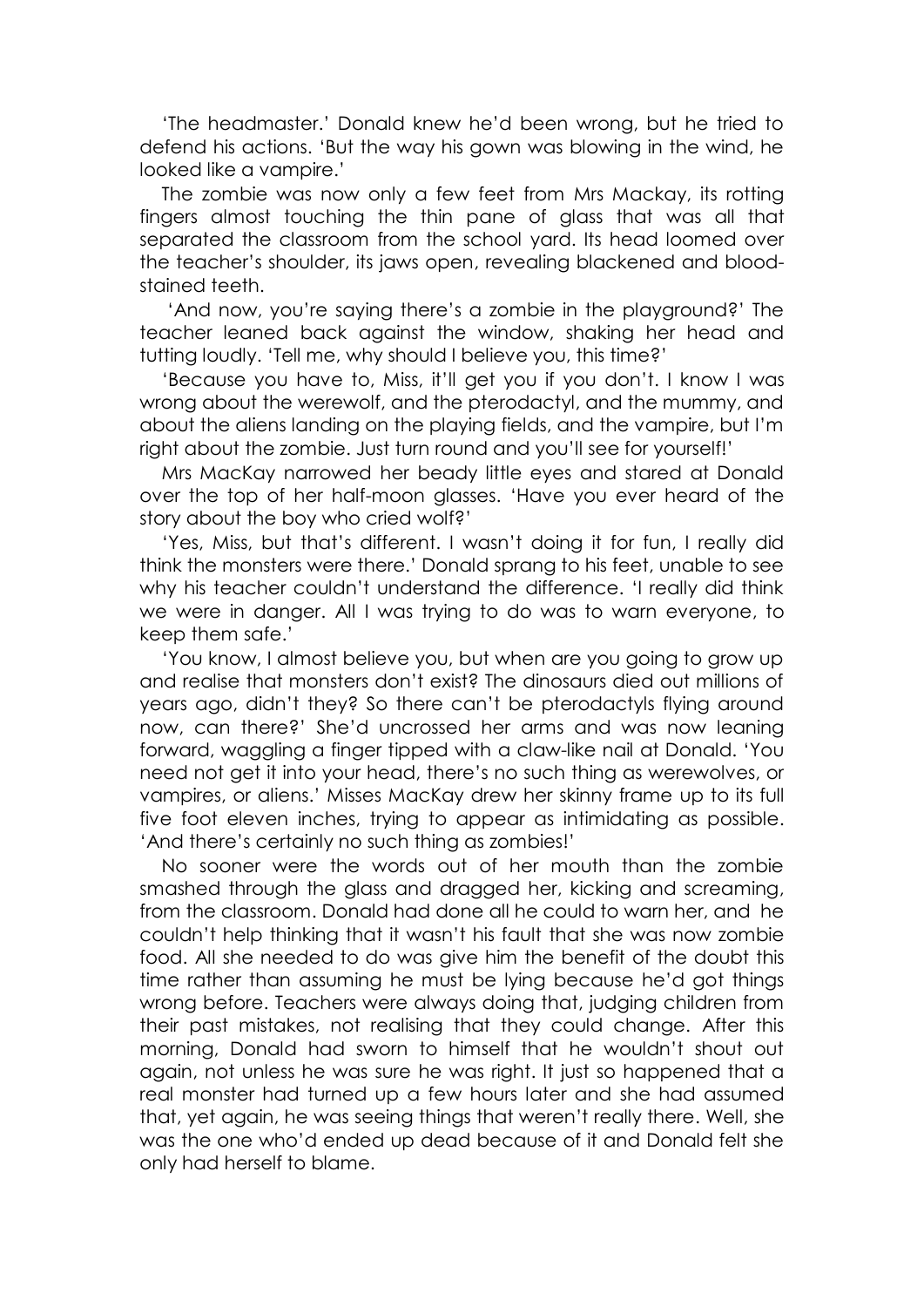'The headmaster.' Donald knew he'd been wrong, but he tried to defend his actions. 'But the way his gown was blowing in the wind, he looked like a vampire.'

The zombie was now only a few feet from Mrs Mackay, its rotting fingers almost touching the thin pane of glass that was all that separated the classroom from the school yard. Its head loomed over the teacher's shoulder, its jaws open, revealing blackened and blood-stained teeth.

'And now, you're saying there's a zombie in the playground?' The teacher leaned back against the window, shaking her head and tutting loudly. 'Tell me, why should I believe you, this time?'

'Because you have to, Miss, it'll get you if you don't. I know I was wrong about the werewolf, and the pterodactyl, and the mummy, and about the aliens landing on the playing fields, and the vampire, but I'm right about the zombie. Just turn round and you'll see for yourself!'

Mrs MacKay narrowed her beady little eyes and stared at Donald over the top of her half-moon glasses. 'Have you ever heard of the story about the boy who cried wolf?'

'Yes, Miss, but that's different. I wasn't doing it for fun, I really did think the monsters were there.' Donald sprang to his feet, unable to see why his teacher couldn't understand the difference. 'I really did think we were in danger. All I was trying to do was to warn everyone, to keep them safe.'

'You know, I almost believe you, but when are you going to grow up and realise that monsters don't exist? The dinosaurs died out millions of years ago, didn't they? So there can't be pterodactyls flying around now, can there?' She'd uncrossed her arms and was now leaning forward, waggling a finger tipped with a claw-like nail at Donald. 'You need not get it into your head, there's no such thing as werewolves, or vampires, or aliens.' Misses MacKay drew her skinny frame up to its full five foot eleven inches, trying to appear as intimidating as possible. 'And there's certainly no such thing as zombies!'

No sooner were the words out of her mouth than the zombie smashed through the glass and dragged her, kicking and screaming, from the classroom. Donald had done all he could to warn her, and he couldn't help thinking that it wasn't his fault that she was now zombie food. All she needed to do was give him the benefit of the doubt this time rather than assuming he must be lying because he'd got things wrong before. Teachers were always doing that, judging children from their past mistakes, not realising that they could change. After this morning, Donald had sworn to himself that he wouldn't shout out again, not unless he was sure he was right. It just so happened that a real monster had turned up a few hours later and she had assumed that, yet again, he was seeing things that weren't really there. Well, she was the one who'd ended up dead because of it and Donald felt she only had herself to blame.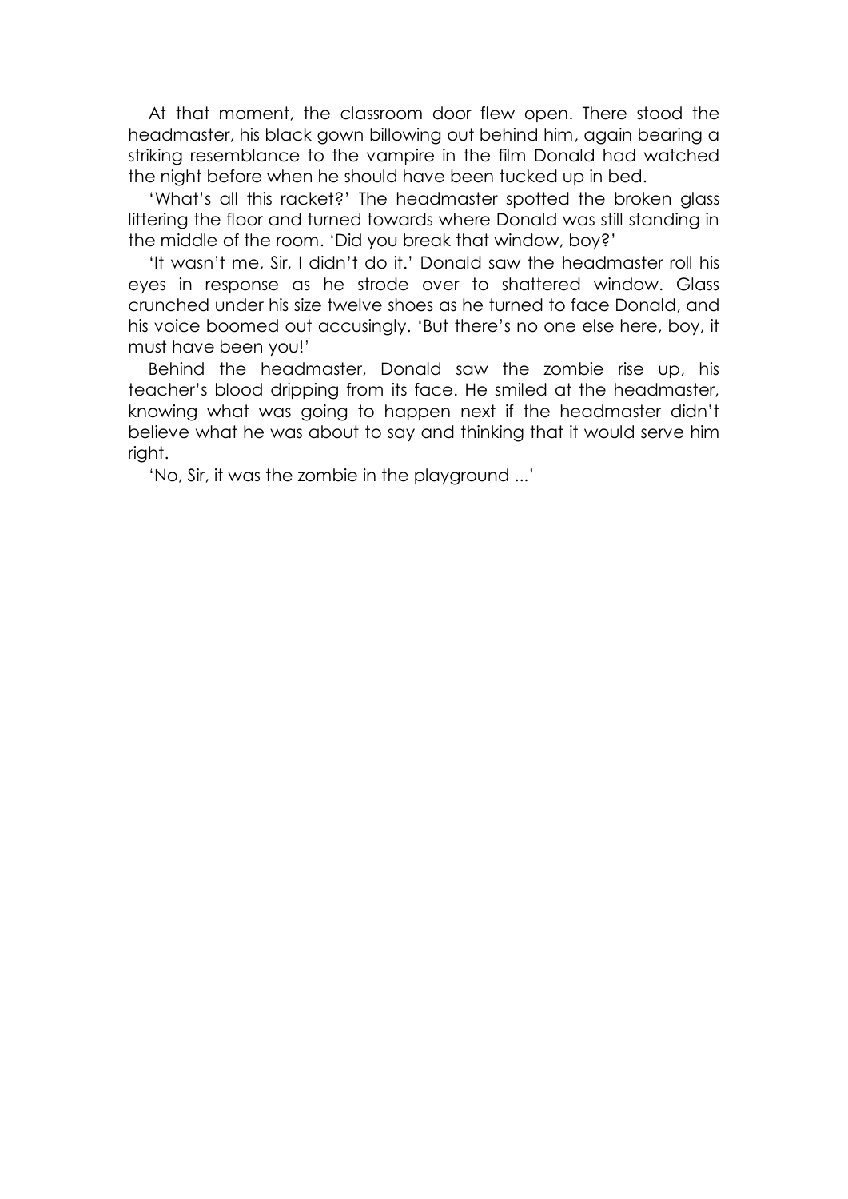At that moment, the classroom door flew open. There stood the headmaster, his black gown billowing out behind him, again bearing a striking resemblance to the vampire in the film Donald had watched the night before when he should have been tucked up in bed.

'What's all this racket?' The headmaster spotted the broken glass littering the floor and turned towards where Donald was still standing in the middle of the room. 'Did you break that window, boy?'

'It wasn't me, Sir, I didn't do it.' Donald saw the headmaster roll his eyes in response as he strode over to shattered window. Glass crunched under his size twelve shoes as he turned to face Donald, and his voice boomed out accusingly. 'But there's no one else here, boy, it must have been you!'

Behind the headmaster, Donald saw the zombie rise up, his teacher's blood dripping from its face. He smiled at the headmaster, knowing what was going to happen next if the headmaster didn't believe what he was about to say and thinking that it would serve him right.

'No, Sir, it was the zombie in the playground ...'